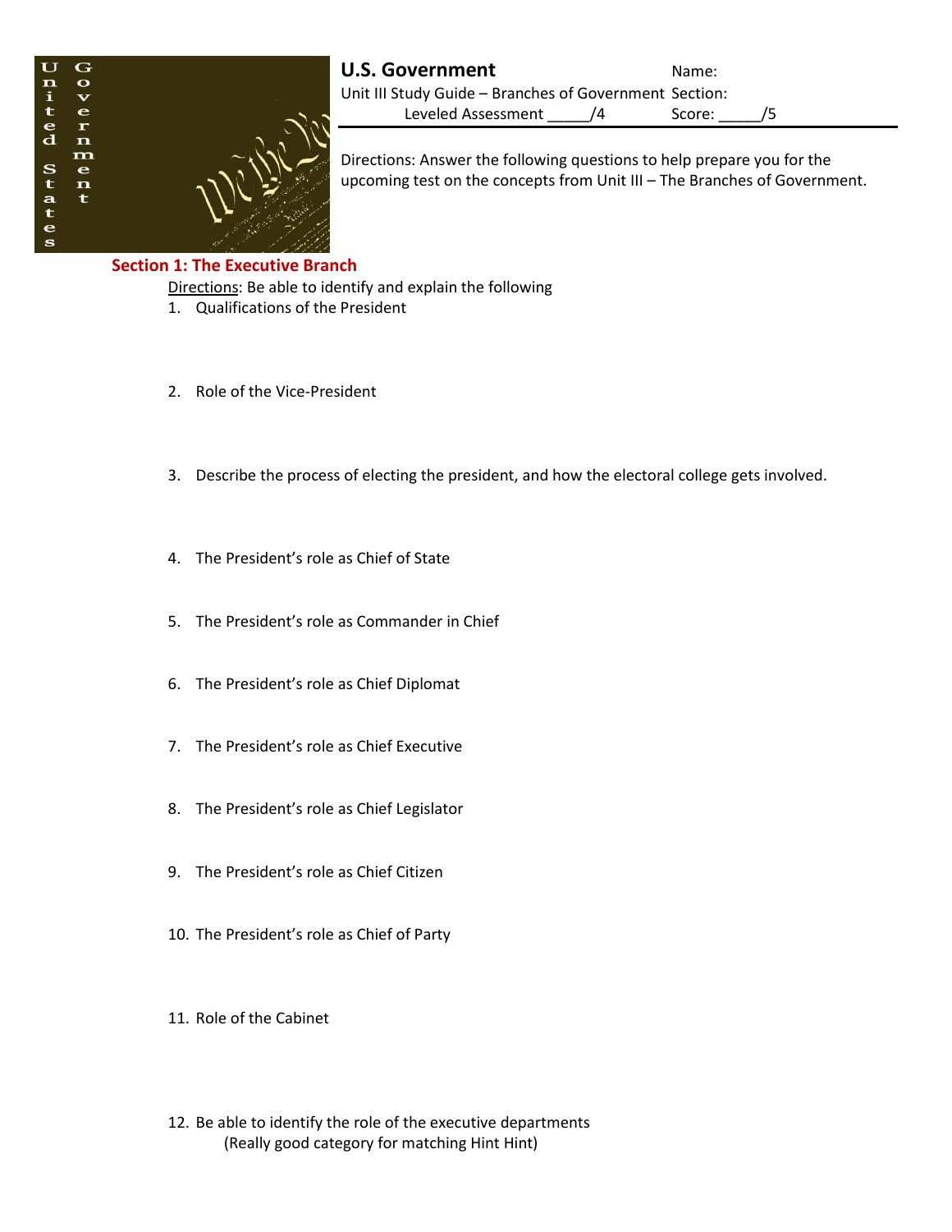# U.S. Government

Name:

Unit III Study Guide – Branches of Government Section:

Leveled Assessment _____/4 Score: _____/5

Directions: Answer the following questions to help prepare you for the upcoming test on the concepts from Unit III – The Branches of Government.

## Section 1: The Executive Branch

Directions: Be able to identify and explain the following

1. Qualifications of the President
2. Role of the Vice-President
3. Describe the process of electing the president, and how the electoral college gets involved.
4. The President's role as Chief of State
5. The President's role as Commander in Chief
6. The President's role as Chief Diplomat
7. The President's role as Chief Executive
8. The President's role as Chief Legislator
9. The President's role as Chief Citizen
10. The President's role as Chief of Party
11. Role of the Cabinet
12. Be able to identify the role of the executive departments
    (Really good category for matching Hint Hint)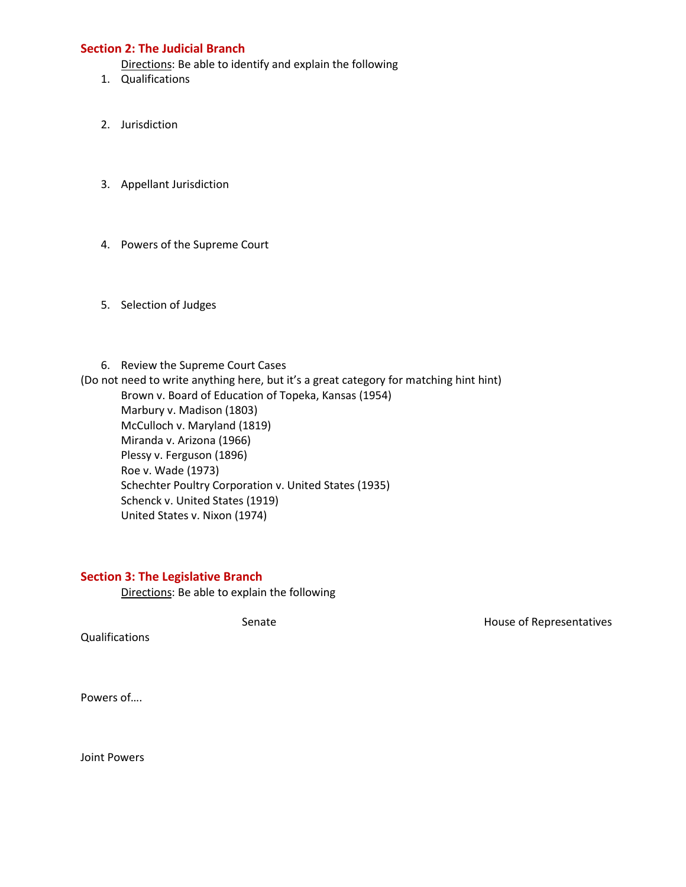## Section 2: The Judicial Branch

Directions: Be able to identify and explain the following

1. Qualifications

2. Jurisdiction

3. Appellant Jurisdiction

4. Powers of the Supreme Court

5. Selection of Judges

6. Review the Supreme Court Cases

(Do not need to write anything here, but it's a great category for matching hint hint)

- Brown v. Board of Education of Topeka, Kansas (1954)
- Marbury v. Madison (1803)
- McCulloch v. Maryland (1819)
- Miranda v. Arizona (1966)
- Plessy v. Ferguson (1896)
- Roe v. Wade (1973)
- Schechter Poultry Corporation v. United States (1935)
- Schenck v. United States (1919)
- United States v. Nixon (1974)

## Section 3: The Legislative Branch

Directions: Be able to explain the following

| | Senate | House of Representatives |
|---|---|---|
| Qualifications | | |
| Powers of…. | | |
| Joint Powers | | |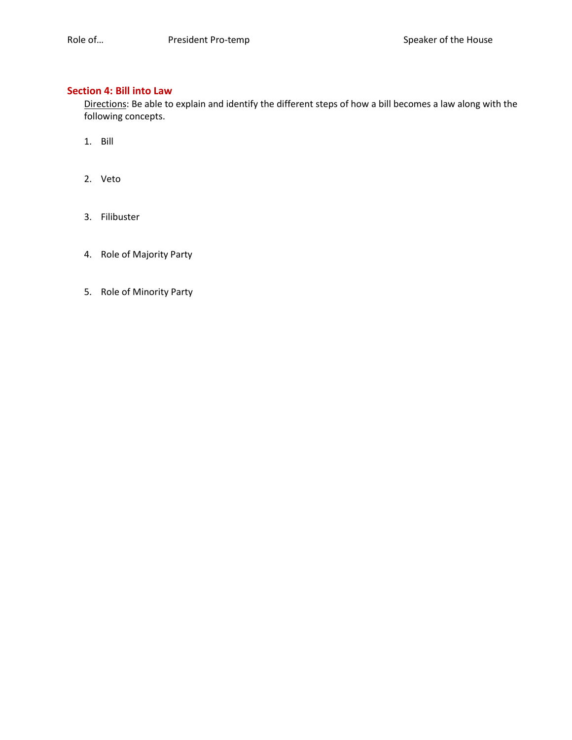Role of… President Pro-temp Speaker of the House

## Section 4: Bill into Law

Directions: Be able to explain and identify the different steps of how a bill becomes a law along with the following concepts.

1. Bill
2. Veto
3. Filibuster
4. Role of Majority Party
5. Role of Minority Party